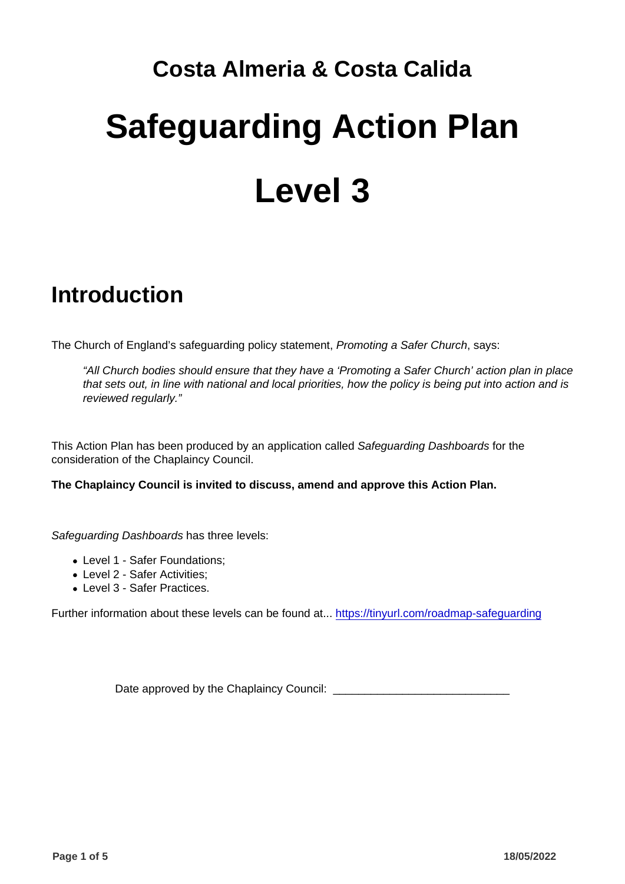## Costa Almeria & Costa Calida

# Safeguarding Action Plan

# Level 3

## Introduction

The Church of England's safeguarding policy statement, *Promoting a Safer Church*, says:

> *"All Church bodies should ensure that they have a 'Promoting a Safer Church' action plan in place that sets out, in line with national and local priorities, how the policy is being put into action and is reviewed regularly."*

This Action Plan has been produced by an application called *Safeguarding Dashboards* for the consideration of the Chaplaincy Council.

**The Chaplaincy Council is invited to discuss, amend and approve this Action Plan.**

*Safeguarding Dashboards* has three levels:

- Level 1 - Safer Foundations;
- Level 2 - Safer Activities;
- Level 3 - Safer Practices.

Further information about these levels can be found at... [https://tinyurl.com/roadmap-safeguarding](https://tinyurl.com/roadmap-safeguarding)

Date approved by the Chaplaincy Council: ____________________________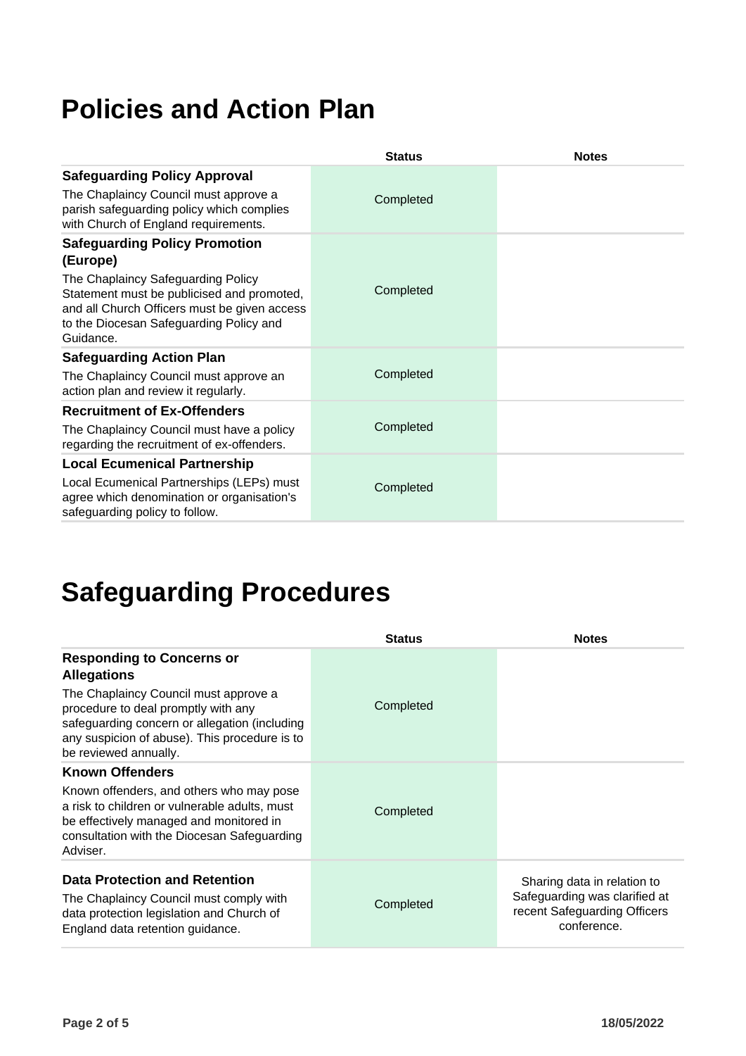# Policies and Action Plan

| | Status | Notes |
|---|---|---|
| **Safeguarding Policy Approval**<br>The Chaplaincy Council must approve a parish safeguarding policy which complies with Church of England requirements. | Completed | |
| **Safeguarding Policy Promotion (Europe)**<br>The Chaplaincy Safeguarding Policy Statement must be publicised and promoted, and all Church Officers must be given access to the Diocesan Safeguarding Policy and Guidance. | Completed | |
| **Safeguarding Action Plan**<br>The Chaplaincy Council must approve an action plan and review it regularly. | Completed | |
| **Recruitment of Ex-Offenders**<br>The Chaplaincy Council must have a policy regarding the recruitment of ex-offenders. | Completed | |
| **Local Ecumenical Partnership**<br>Local Ecumenical Partnerships (LEPs) must agree which denomination or organisation's safeguarding policy to follow. | Completed | |

# Safeguarding Procedures

| | Status | Notes |
|---|---|---|
| **Responding to Concerns or Allegations**<br>The Chaplaincy Council must approve a procedure to deal promptly with any safeguarding concern or allegation (including any suspicion of abuse). This procedure is to be reviewed annually. | Completed | |
| **Known Offenders**<br>Known offenders, and others who may pose a risk to children or vulnerable adults, must be effectively managed and monitored in consultation with the Diocesan Safeguarding Adviser. | Completed | |
| **Data Protection and Retention**<br>The Chaplaincy Council must comply with data protection legislation and Church of England data retention guidance. | Completed | Sharing data in relation to Safeguarding was clarified at recent Safeguarding Officers conference. |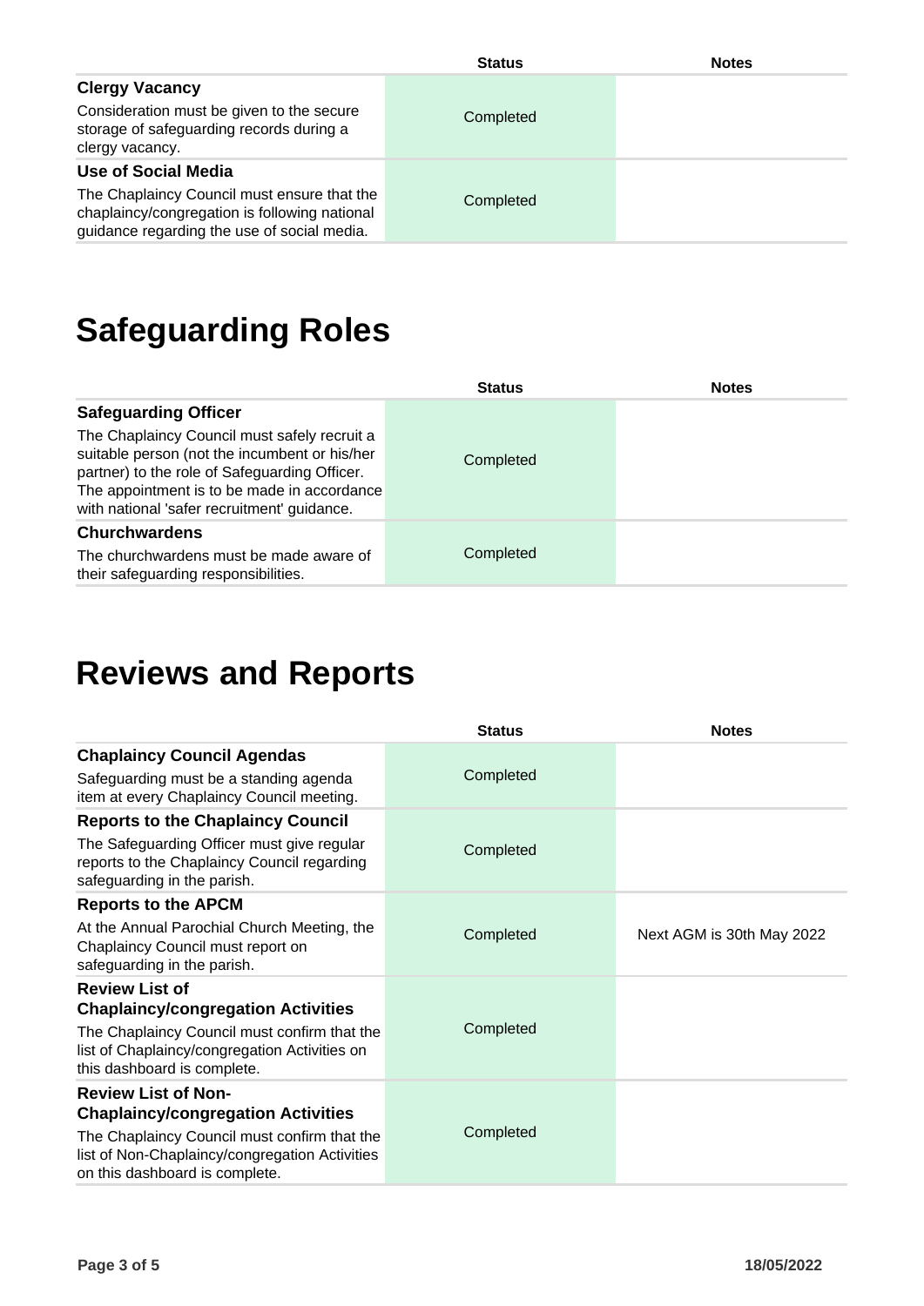| | Status | Notes |
|---|---|---|
| **Clergy Vacancy**<br>Consideration must be given to the secure storage of safeguarding records during a clergy vacancy. | Completed | |
| **Use of Social Media**<br>The Chaplaincy Council must ensure that the chaplaincy/congregation is following national guidance regarding the use of social media. | Completed | |

# Safeguarding Roles

| | Status | Notes |
|---|---|---|
| **Safeguarding Officer**<br>The Chaplaincy Council must safely recruit a suitable person (not the incumbent or his/her partner) to the role of Safeguarding Officer. The appointment is to be made in accordance with national 'safer recruitment' guidance. | Completed | |
| **Churchwardens**<br>The churchwardens must be made aware of their safeguarding responsibilities. | Completed | |

# Reviews and Reports

| | Status | Notes |
|---|---|---|
| **Chaplaincy Council Agendas**<br>Safeguarding must be a standing agenda item at every Chaplaincy Council meeting. | Completed | |
| **Reports to the Chaplaincy Council**<br>The Safeguarding Officer must give regular reports to the Chaplaincy Council regarding safeguarding in the parish. | Completed | |
| **Reports to the APCM**<br>At the Annual Parochial Church Meeting, the Chaplaincy Council must report on safeguarding in the parish. | Completed | Next AGM is 30th May 2022 |
| **Review List of Chaplaincy/congregation Activities**<br>The Chaplaincy Council must confirm that the list of Chaplaincy/congregation Activities on this dashboard is complete. | Completed | |
| **Review List of Non-Chaplaincy/congregation Activities**<br>The Chaplaincy Council must confirm that the list of Non-Chaplaincy/congregation Activities on this dashboard is complete. | Completed | |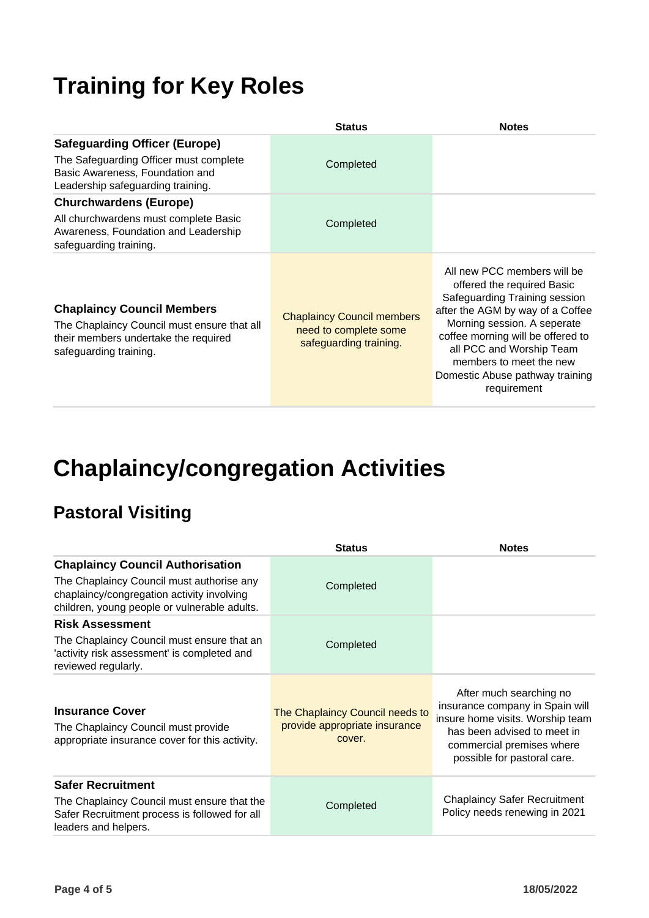# Training for Key Roles

| | Status | Notes |
|---|---|---|
| **Safeguarding Officer (Europe)**<br>The Safeguarding Officer must complete Basic Awareness, Foundation and Leadership safeguarding training. | Completed | |
| **Churchwardens (Europe)**<br>All churchwardens must complete Basic Awareness, Foundation and Leadership safeguarding training. | Completed | |
| **Chaplaincy Council Members**<br>The Chaplaincy Council must ensure that all their members undertake the required safeguarding training. | Chaplaincy Council members need to complete some safeguarding training. | All new PCC members will be offered the required Basic Safeguarding Training session after the AGM by way of a Coffee Morning session. A seperate coffee morning will be offered to all PCC and Worship Team members to meet the new Domestic Abuse pathway training requirement |

# Chaplaincy/congregation Activities

## Pastoral Visiting

| | Status | Notes |
|---|---|---|
| **Chaplaincy Council Authorisation**<br>The Chaplaincy Council must authorise any chaplaincy/congregation activity involving children, young people or vulnerable adults. | Completed | |
| **Risk Assessment**<br>The Chaplaincy Council must ensure that an 'activity risk assessment' is completed and reviewed regularly. | Completed | |
| **Insurance Cover**<br>The Chaplaincy Council must provide appropriate insurance cover for this activity. | The Chaplaincy Council needs to provide appropriate insurance cover. | After much searching no insurance company in Spain will insure home visits. Worship team has been advised to meet in commercial premises where possible for pastoral care. |
| **Safer Recruitment**<br>The Chaplaincy Council must ensure that the Safer Recruitment process is followed for all leaders and helpers. | Completed | Chaplaincy Safer Recruitment Policy needs renewing in 2021 |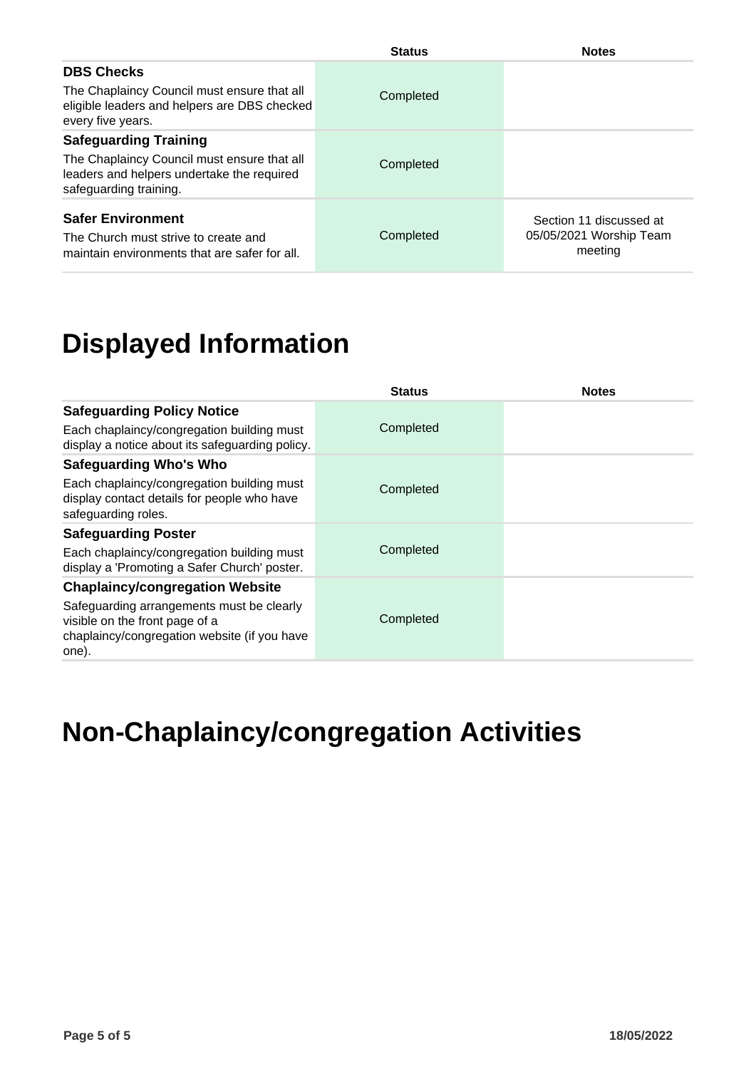| | Status | Notes |
|---|---|---|
| **DBS Checks**<br>The Chaplaincy Council must ensure that all eligible leaders and helpers are DBS checked every five years. | Completed | |
| **Safeguarding Training**<br>The Chaplaincy Council must ensure that all leaders and helpers undertake the required safeguarding training. | Completed | |
| **Safer Environment**<br>The Church must strive to create and maintain environments that are safer for all. | Completed | Section 11 discussed at 05/05/2021 Worship Team meeting |

# Displayed Information

| | Status | Notes |
|---|---|---|
| **Safeguarding Policy Notice**<br>Each chaplaincy/congregation building must display a notice about its safeguarding policy. | Completed | |
| **Safeguarding Who's Who**<br>Each chaplaincy/congregation building must display contact details for people who have safeguarding roles. | Completed | |
| **Safeguarding Poster**<br>Each chaplaincy/congregation building must display a 'Promoting a Safer Church' poster. | Completed | |
| **Chaplaincy/congregation Website**<br>Safeguarding arrangements must be clearly visible on the front page of a chaplaincy/congregation website (if you have one). | Completed | |

# Non-Chaplaincy/congregation Activities